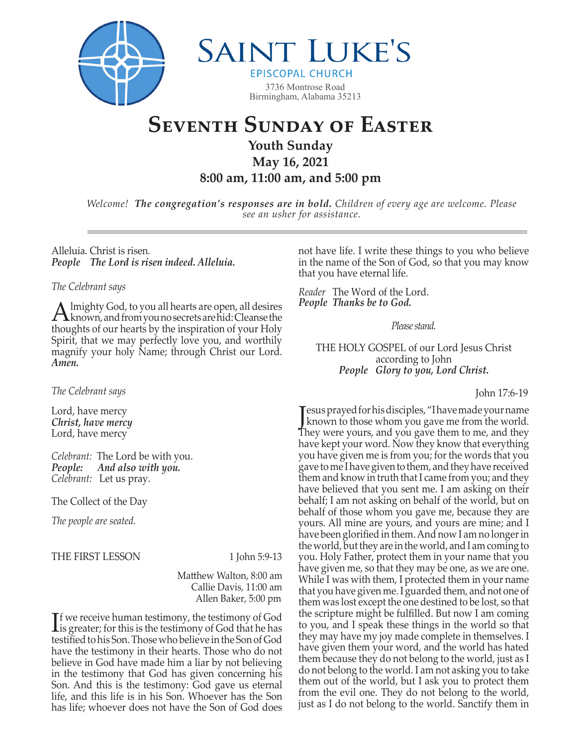# Saint Luke's

EPISCOPAL CHURCH

3736 Montrose Road
Birmingham, Alabama 35213

# Seventh Sunday of Easter

**Youth Sunday**

**May 16, 2021**

**8:00 am, 11:00 am, and 5:00 pm**

*Welcome!* ***The congregation's responses are in bold.*** *Children of every age are welcome. Please see an usher for assistance.*

---

Alleluia. Christ is risen.
***People The Lord is risen indeed. Alleluia.***

*The Celebrant says*

Almighty God, to you all hearts are open, all desires known, and from you no secrets are hid: Cleanse the thoughts of our hearts by the inspiration of your Holy Spirit, that we may perfectly love you, and worthily magnify your holy Name; through Christ our Lord. ***Amen.***

*The Celebrant says*

Lord, have mercy
***Christ, have mercy***
Lord, have mercy

*Celebrant:* The Lord be with you.
***People: And also with you.***
*Celebrant:* Let us pray.

The Collect of the Day

*The people are seated.*

THE FIRST LESSON 1 John 5:9-13

Matthew Walton, 8:00 am
Callie Davis, 11:00 am
Allen Baker, 5:00 pm

If we receive human testimony, the testimony of God is greater; for this is the testimony of God that he has testified to his Son. Those who believe in the Son of God have the testimony in their hearts. Those who do not believe in God have made him a liar by not believing in the testimony that God has given concerning his Son. And this is the testimony: God gave us eternal life, and this life is in his Son. Whoever has the Son has life; whoever does not have the Son of God does not have life. I write these things to you who believe in the name of the Son of God, so that you may know that you have eternal life.

*Reader* The Word of the Lord.
***People Thanks be to God.***

*Please stand.*

THE HOLY GOSPEL of our Lord Jesus Christ according to John
***People Glory to you, Lord Christ.***

John 17:6-19

Jesus prayed for his disciples, "I have made your name known to those whom you gave me from the world. They were yours, and you gave them to me, and they have kept your word. Now they know that everything you have given me is from you; for the words that you gave to me I have given to them, and they have received them and know in truth that I came from you; and they have believed that you sent me. I am asking on their behalf; I am not asking on behalf of the world, but on behalf of those whom you gave me, because they are yours. All mine are yours, and yours are mine; and I have been glorified in them. And now I am no longer in the world, but they are in the world, and I am coming to you. Holy Father, protect them in your name that you have given me, so that they may be one, as we are one. While I was with them, I protected them in your name that you have given me. I guarded them, and not one of them was lost except the one destined to be lost, so that the scripture might be fulfilled. But now I am coming to you, and I speak these things in the world so that they may have my joy made complete in themselves. I have given them your word, and the world has hated them because they do not belong to the world, just as I do not belong to the world. I am not asking you to take them out of the world, but I ask you to protect them from the evil one. They do not belong to the world, just as I do not belong to the world. Sanctify them in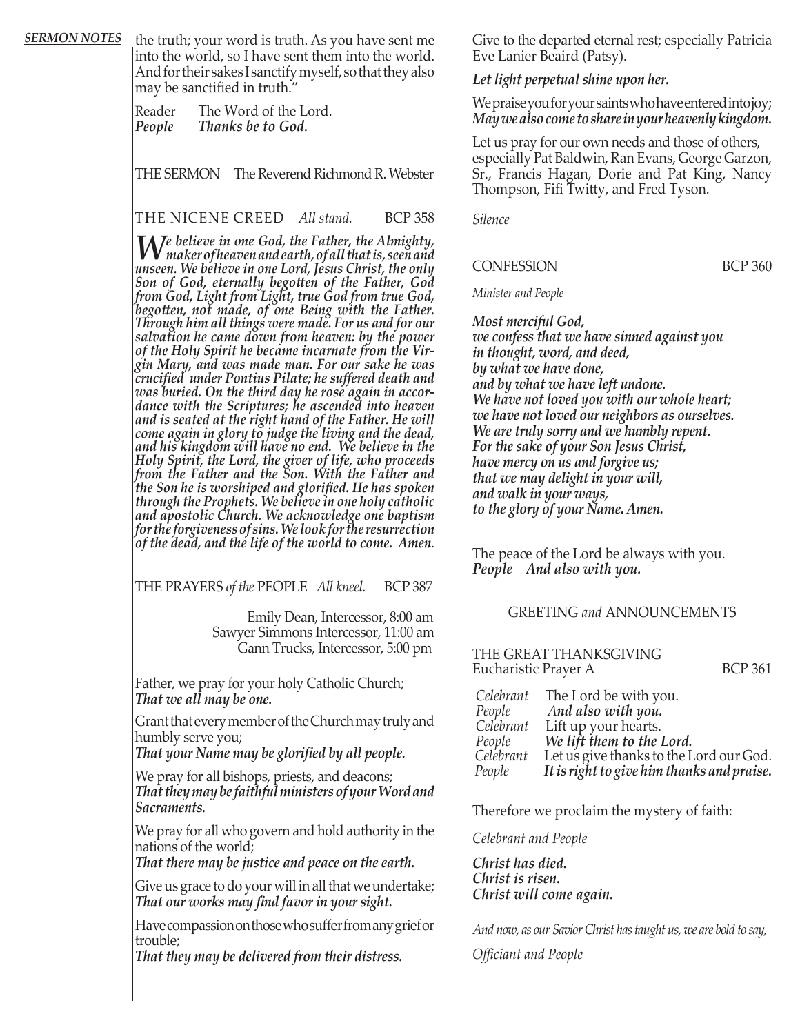*SERMON NOTES*

the truth; your word is truth. As you have sent me into the world, so I have sent them into the world. And for their sakes I sanctify myself, so that they also may be sanctified in truth."

Reader The Word of the Lord.
*People* ***Thanks be to God.***

THE SERMON The Reverend Richmond R. Webster

THE NICENE CREED *All stand.* BCP 358

***We believe in one God, the Father, the Almighty, maker of heaven and earth, of all that is, seen and unseen. We believe in one Lord, Jesus Christ, the only Son of God, eternally begotten of the Father, God from God, Light from Light, true God from true God, begotten, not made, of one Being with the Father. Through him all things were made. For us and for our salvation he came down from heaven: by the power of the Holy Spirit he became incarnate from the Virgin Mary, and was made man. For our sake he was crucified under Pontius Pilate; he suffered death and was buried. On the third day he rose again in accordance with the Scriptures; he ascended into heaven and is seated at the right hand of the Father. He will come again in glory to judge the living and the dead, and his kingdom will have no end. We believe in the Holy Spirit, the Lord, the giver of life, who proceeds from the Father and the Son. With the Father and the Son he is worshiped and glorified. He has spoken through the Prophets. We believe in one holy catholic and apostolic Church. We acknowledge one baptism for the forgiveness of sins. We look for the resurrection of the dead, and the life of the world to come. Amen.***

THE PRAYERS *of the* PEOPLE *All kneel.* BCP 387

Emily Dean, Intercessor, 8:00 am
Sawyer Simmons Intercessor, 11:00 am
Gann Trucks, Intercessor, 5:00 pm

Father, we pray for your holy Catholic Church;
***That we all may be one.***

Grant that every member of the Church may truly and humbly serve you;
***That your Name may be glorified by all people.***

We pray for all bishops, priests, and deacons;
***That they may be faithful ministers of your Word and Sacraments.***

We pray for all who govern and hold authority in the nations of the world;
***That there may be justice and peace on the earth.***

Give us grace to do your will in all that we undertake;
***That our works may find favor in your sight.***

Have compassion on those who suffer from any grief or trouble;
***That they may be delivered from their distress.***

Give to the departed eternal rest; especially Patricia Eve Lanier Beaird (Patsy).
***Let light perpetual shine upon her.***

We praise you for your saints who have entered into joy;
***May we also come to share in your heavenly kingdom.***

Let us pray for our own needs and those of others, especially Pat Baldwin, Ran Evans, George Garzon, Sr., Francis Hagan, Dorie and Pat King, Nancy Thompson, Fifi Twitty, and Fred Tyson.

*Silence*

CONFESSION BCP 360

*Minister and People*

***Most merciful God,***
***we confess that we have sinned against you***
***in thought, word, and deed,***
***by what we have done,***
***and by what we have left undone.***
***We have not loved you with our whole heart;***
***we have not loved our neighbors as ourselves.***
***We are truly sorry and we humbly repent.***
***For the sake of your Son Jesus Christ,***
***have mercy on us and forgive us;***
***that we may delight in your will,***
***and walk in your ways,***
***to the glory of your Name. Amen.***

The peace of the Lord be always with you.
***People And also with you.***

GREETING *and* ANNOUNCEMENTS

THE GREAT THANKSGIVING
Eucharistic Prayer A BCP 361

*Celebrant* The Lord be with you.
*People* ***And also with you.***
*Celebrant* Lift up your hearts.
*People* ***We lift them to the Lord.***
*Celebrant* Let us give thanks to the Lord our God.
*People* ***It is right to give him thanks and praise.***

Therefore we proclaim the mystery of faith:

*Celebrant and People*

***Christ has died.***
***Christ is risen.***
***Christ will come again.***

*And now, as our Savior Christ has taught us, we are bold to say,*

*Officiant and People*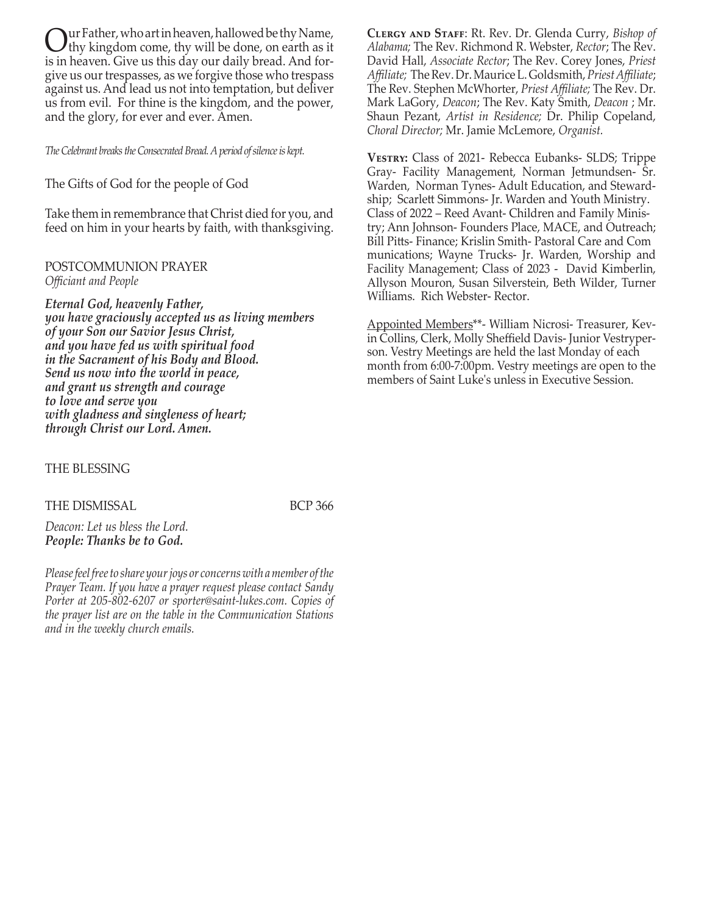Our Father, who art in heaven, hallowed be thy Name, thy kingdom come, thy will be done, on earth as it is in heaven. Give us this day our daily bread. And forgive us our trespasses, as we forgive those who trespass against us. And lead us not into temptation, but deliver us from evil. For thine is the kingdom, and the power, and the glory, for ever and ever. Amen.

*The Celebrant breaks the Consecrated Bread. A period of silence is kept.*

The Gifts of God for the people of God

Take them in remembrance that Christ died for you, and feed on him in your hearts by faith, with thanksgiving.

POSTCOMMUNION PRAYER
*Officiant and People*

***Eternal God, heavenly Father,***
***you have graciously accepted us as living members***
***of your Son our Savior Jesus Christ,***
***and you have fed us with spiritual food***
***in the Sacrament of his Body and Blood.***
***Send us now into the world in peace,***
***and grant us strength and courage***
***to love and serve you***
***with gladness and singleness of heart;***
***through Christ our Lord. Amen.***

THE BLESSING

THE DISMISSAL BCP 366

*Deacon: Let us bless the Lord.*
***People: Thanks be to God.***

*Please feel free to share your joys or concerns with a member of the Prayer Team. If you have a prayer request please contact Sandy Porter at 205-802-6207 or sporter@saint-lukes.com. Copies of the prayer list are on the table in the Communication Stations and in the weekly church emails.*

**Clergy and Staff**: Rt. Rev. Dr. Glenda Curry, *Bishop of Alabama;* The Rev. Richmond R. Webster, *Rector*; The Rev. David Hall, *Associate Rector*; The Rev. Corey Jones, *Priest Affiliate;* The Rev. Dr. Maurice L. Goldsmith, *Priest Affiliate*; The Rev. Stephen McWhorter, *Priest Affiliate;* The Rev. Dr. Mark LaGory, *Deacon*; The Rev. Katy Smith, *Deacon* ; Mr. Shaun Pezant, *Artist in Residence;* Dr. Philip Copeland, *Choral Director;* Mr. Jamie McLemore, *Organist.*

**Vestry:** Class of 2021- Rebecca Eubanks- SLDS; Trippe Gray- Facility Management, Norman Jetmundsen- Sr. Warden, Norman Tynes- Adult Education, and Stewardship; Scarlett Simmons- Jr. Warden and Youth Ministry. Class of 2022 – Reed Avant- Children and Family Ministry; Ann Johnson- Founders Place, MACE, and Outreach; Bill Pitts- Finance; Krislin Smith- Pastoral Care and Communications; Wayne Trucks- Jr. Warden, Worship and Facility Management; Class of 2023 - David Kimberlin, Allyson Mouron, Susan Silverstein, Beth Wilder, Turner Williams. Rich Webster- Rector.

Appointed Members**- William Nicrosi- Treasurer, Kevin Collins, Clerk, Molly Sheffield Davis- Junior Vestryperson. Vestry Meetings are held the last Monday of each month from 6:00-7:00pm. Vestry meetings are open to the members of Saint Luke's unless in Executive Session.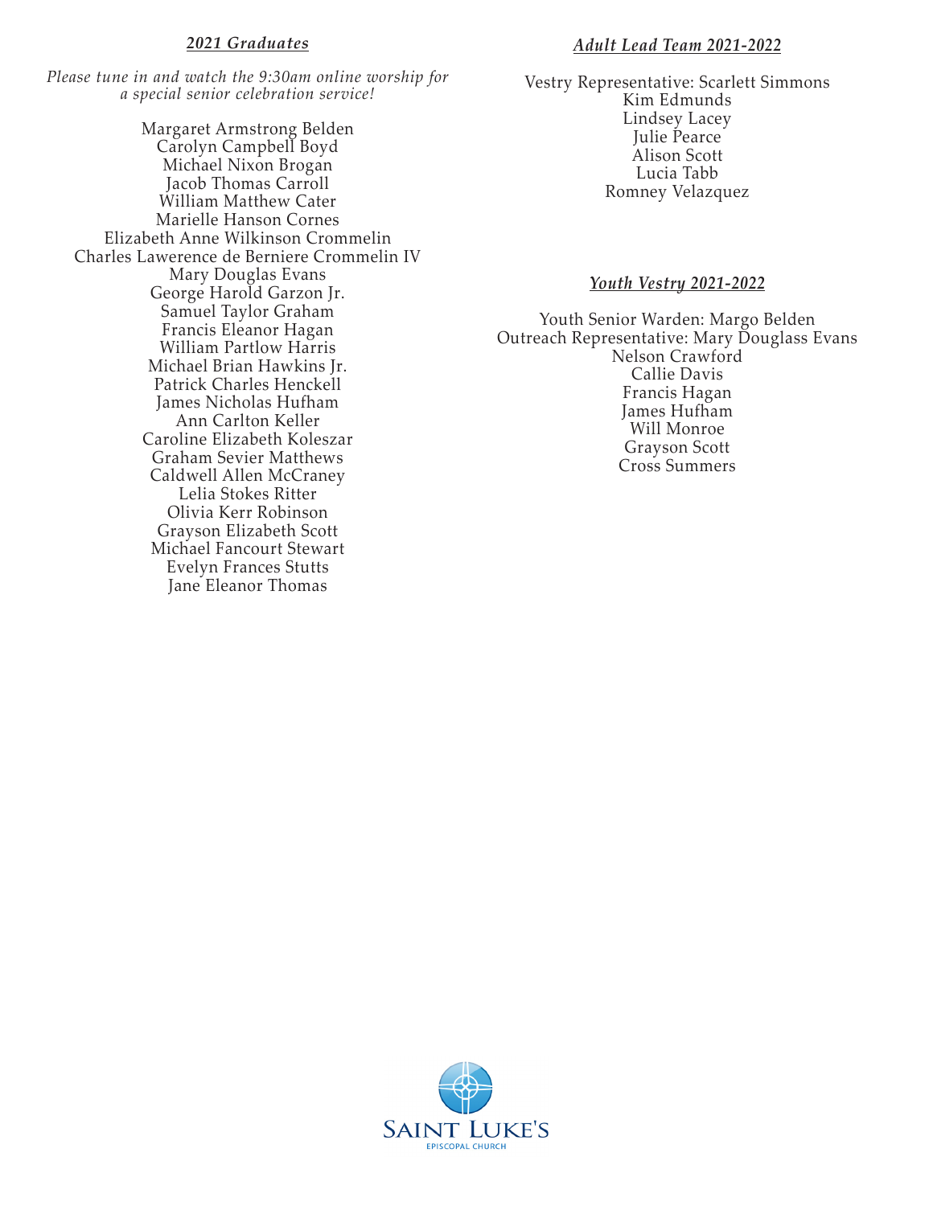***2021 Graduates***

*Please tune in and watch the 9:30am online worship for a special senior celebration service!*

Margaret Armstrong Belden
Carolyn Campbell Boyd
Michael Nixon Brogan
Jacob Thomas Carroll
William Matthew Cater
Marielle Hanson Cornes
Elizabeth Anne Wilkinson Crommelin
Charles Lawerence de Berniere Crommelin IV
Mary Douglas Evans
George Harold Garzon Jr.
Samuel Taylor Graham
Francis Eleanor Hagan
William Partlow Harris
Michael Brian Hawkins Jr.
Patrick Charles Henckell
James Nicholas Hufham
Ann Carlton Keller
Caroline Elizabeth Koleszar
Graham Sevier Matthews
Caldwell Allen McCraney
Lelia Stokes Ritter
Olivia Kerr Robinson
Grayson Elizabeth Scott
Michael Fancourt Stewart
Evelyn Frances Stutts
Jane Eleanor Thomas

***Adult Lead Team 2021-2022***

Vestry Representative: Scarlett Simmons
Kim Edmunds
Lindsey Lacey
Julie Pearce
Alison Scott
Lucia Tabb
Romney Velazquez

***Youth Vestry 2021-2022***

Youth Senior Warden: Margo Belden
Outreach Representative: Mary Douglass Evans
Nelson Crawford
Callie Davis
Francis Hagan
James Hufham
Will Monroe
Grayson Scott
Cross Summers

SAINT LUKE'S
EPISCOPAL CHURCH